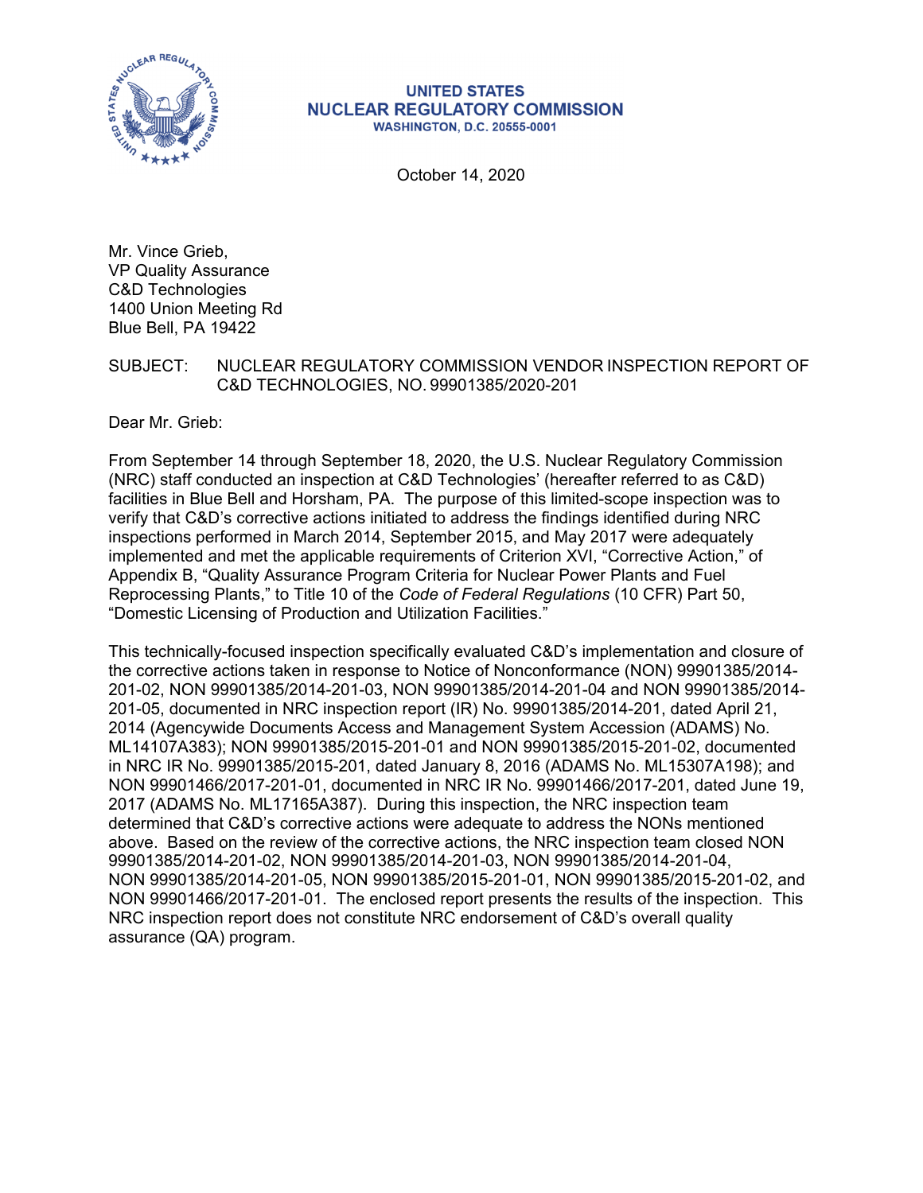**UNITED STATES**
**NUCLEAR REGULATORY COMMISSION**
**WASHINGTON, D.C. 20555-0001**

October 14, 2020

Mr. Vince Grieb,
VP Quality Assurance
C&D Technologies
1400 Union Meeting Rd
Blue Bell, PA 19422

SUBJECT: NUCLEAR REGULATORY COMMISSION VENDOR INSPECTION REPORT OF C&D TECHNOLOGIES, NO. 99901385/2020-201

Dear Mr. Grieb:

From September 14 through September 18, 2020, the U.S. Nuclear Regulatory Commission (NRC) staff conducted an inspection at C&D Technologies' (hereafter referred to as C&D) facilities in Blue Bell and Horsham, PA. The purpose of this limited-scope inspection was to verify that C&D's corrective actions initiated to address the findings identified during NRC inspections performed in March 2014, September 2015, and May 2017 were adequately implemented and met the applicable requirements of Criterion XVI, "Corrective Action," of Appendix B, "Quality Assurance Program Criteria for Nuclear Power Plants and Fuel Reprocessing Plants," to Title 10 of the *Code of Federal Regulations* (10 CFR) Part 50, "Domestic Licensing of Production and Utilization Facilities."

This technically-focused inspection specifically evaluated C&D's implementation and closure of the corrective actions taken in response to Notice of Nonconformance (NON) 99901385/2014-201-02, NON 99901385/2014-201-03, NON 99901385/2014-201-04 and NON 99901385/2014-201-05, documented in NRC inspection report (IR) No. 99901385/2014-201, dated April 21, 2014 (Agencywide Documents Access and Management System Accession (ADAMS) No. ML14107A383); NON 99901385/2015-201-01 and NON 99901385/2015-201-02, documented in NRC IR No. 99901385/2015-201, dated January 8, 2016 (ADAMS No. ML15307A198); and NON 99901466/2017-201-01, documented in NRC IR No. 99901466/2017-201, dated June 19, 2017 (ADAMS No. ML17165A387). During this inspection, the NRC inspection team determined that C&D's corrective actions were adequate to address the NONs mentioned above. Based on the review of the corrective actions, the NRC inspection team closed NON 99901385/2014-201-02, NON 99901385/2014-201-03, NON 99901385/2014-201-04, NON 99901385/2014-201-05, NON 99901385/2015-201-01, NON 99901385/2015-201-02, and NON 99901466/2017-201-01. The enclosed report presents the results of the inspection. This NRC inspection report does not constitute NRC endorsement of C&D's overall quality assurance (QA) program.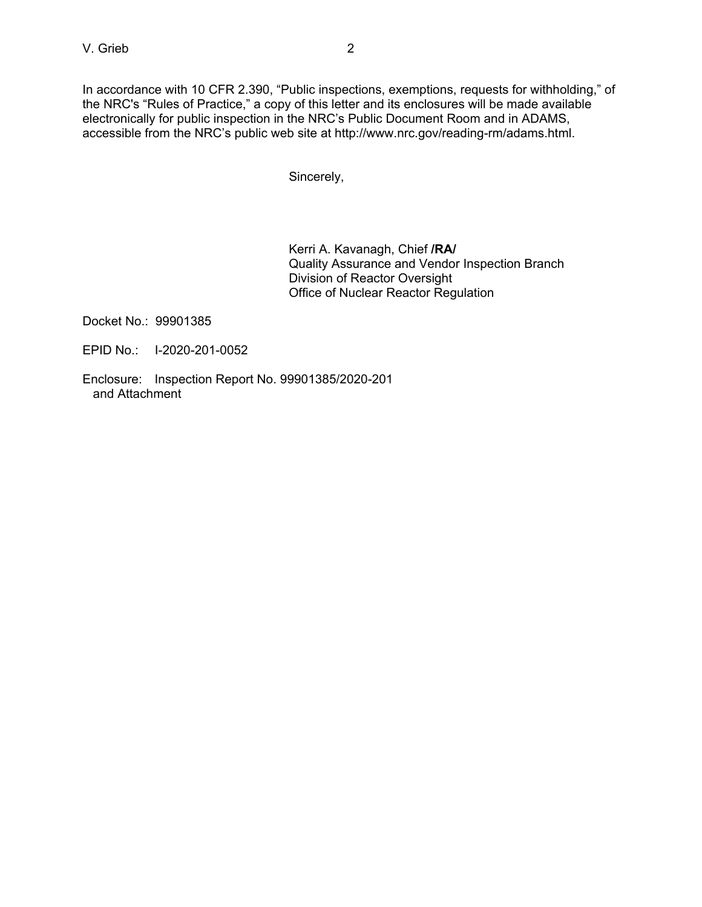In accordance with 10 CFR 2.390, "Public inspections, exemptions, requests for withholding," of the NRC's "Rules of Practice," a copy of this letter and its enclosures will be made available electronically for public inspection in the NRC's Public Document Room and in ADAMS, accessible from the NRC's public web site at http://www.nrc.gov/reading-rm/adams.html.

Sincerely,

Kerri A. Kavanagh, Chief **/RA/**
Quality Assurance and Vendor Inspection Branch
Division of Reactor Oversight
Office of Nuclear Reactor Regulation

Docket No.: 99901385

EPID No.: I-2020-201-0052

Enclosure: Inspection Report No. 99901385/2020-201
and Attachment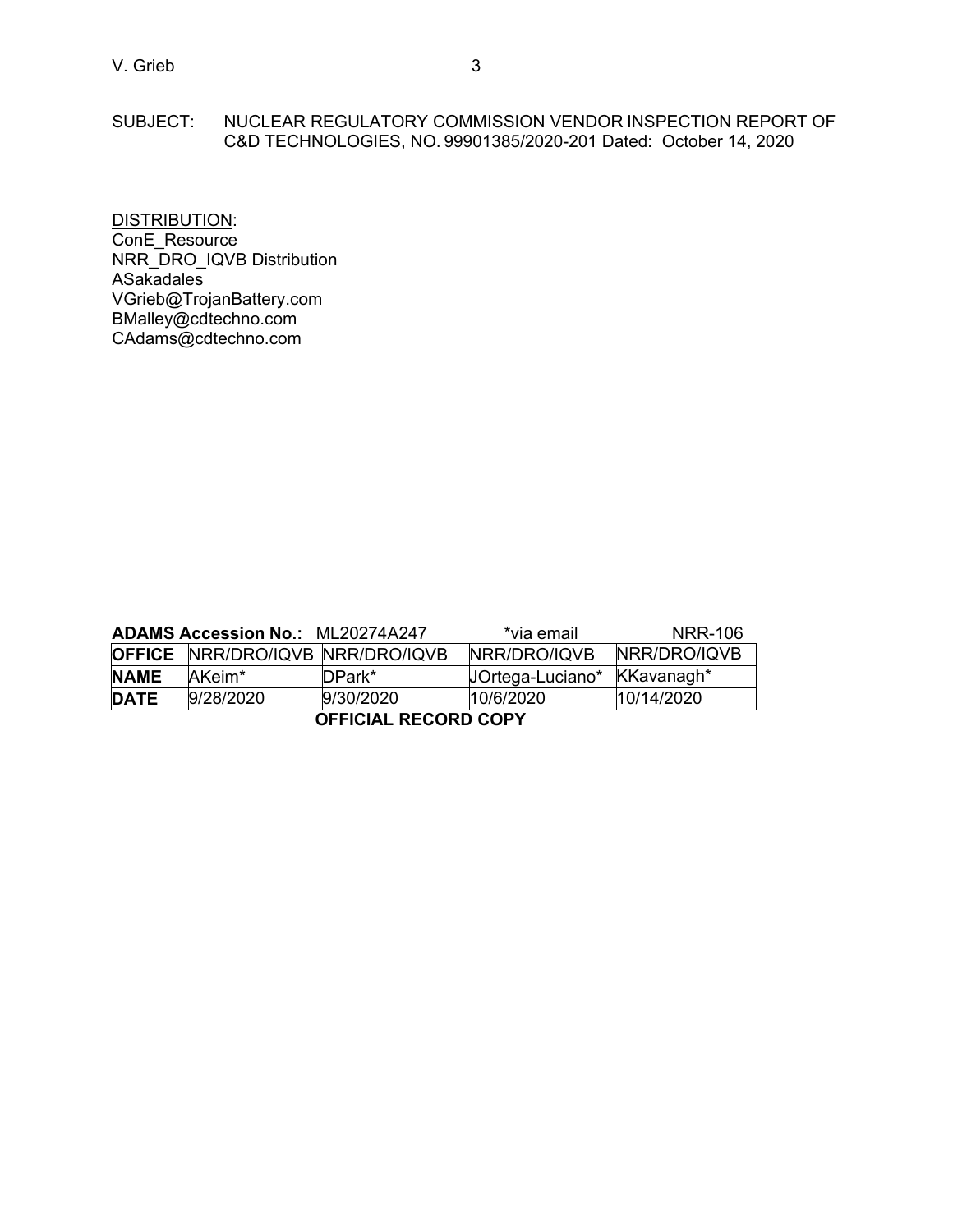SUBJECT: NUCLEAR REGULATORY COMMISSION VENDOR INSPECTION REPORT OF C&D TECHNOLOGIES, NO. 99901385/2020-201 Dated: October 14, 2020

DISTRIBUTION:
ConE_Resource
NRR_DRO_IQVB Distribution
ASakadales
VGrieb@TrojanBattery.com
BMalley@cdtechno.com
CAdams@cdtechno.com

**ADAMS Accession No.:** ML20274A247 *via email NRR-106

| | | | | |
|---|---|---|---|---|
| **OFFICE** | NRR/DRO/IQVB | NRR/DRO/IQVB | NRR/DRO/IQVB | NRR/DRO/IQVB |
| **NAME** | AKeim* | DPark* | JOrtega-Luciano* | KKavanagh* |
| **DATE** | 9/28/2020 | 9/30/2020 | 10/6/2020 | 10/14/2020 |

**OFFICIAL RECORD COPY**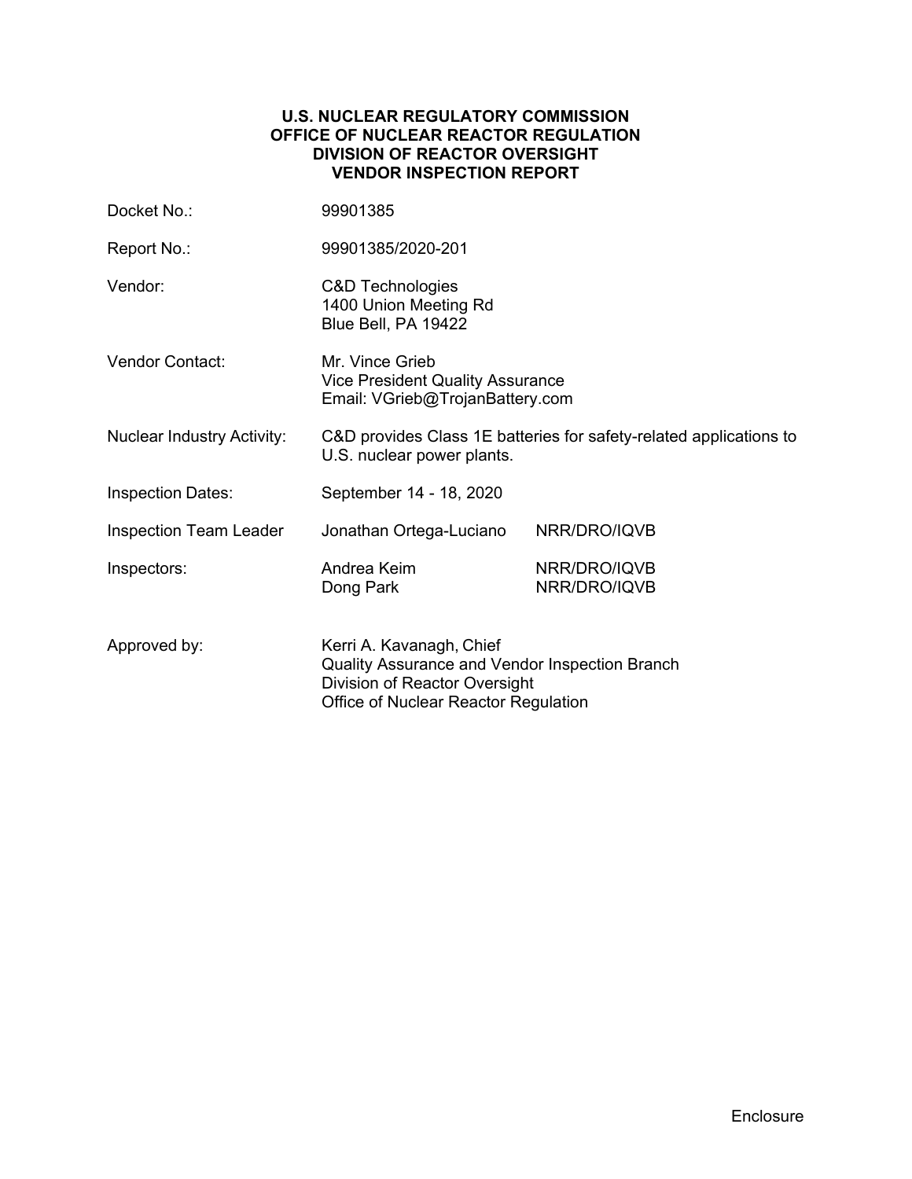**U.S. NUCLEAR REGULATORY COMMISSION**
**OFFICE OF NUCLEAR REACTOR REGULATION**
**DIVISION OF REACTOR OVERSIGHT**
**VENDOR INSPECTION REPORT**

| | | |
|---|---|---|
| Docket No.: | 99901385 | |
| Report No.: | 99901385/2020-201 | |
| Vendor: | C&D Technologies<br>1400 Union Meeting Rd<br>Blue Bell, PA 19422 | |
| Vendor Contact: | Mr. Vince Grieb<br>Vice President Quality Assurance<br>Email: VGrieb@TrojanBattery.com | |
| Nuclear Industry Activity: | C&D provides Class 1E batteries for safety-related applications to U.S. nuclear power plants. | |
| Inspection Dates: | September 14 - 18, 2020 | |
| Inspection Team Leader | Jonathan Ortega-Luciano | NRR/DRO/IQVB |
| Inspectors: | Andrea Keim<br>Dong Park | NRR/DRO/IQVB<br>NRR/DRO/IQVB |
| Approved by: | Kerri A. Kavanagh, Chief<br>Quality Assurance and Vendor Inspection Branch<br>Division of Reactor Oversight<br>Office of Nuclear Reactor Regulation | |

Enclosure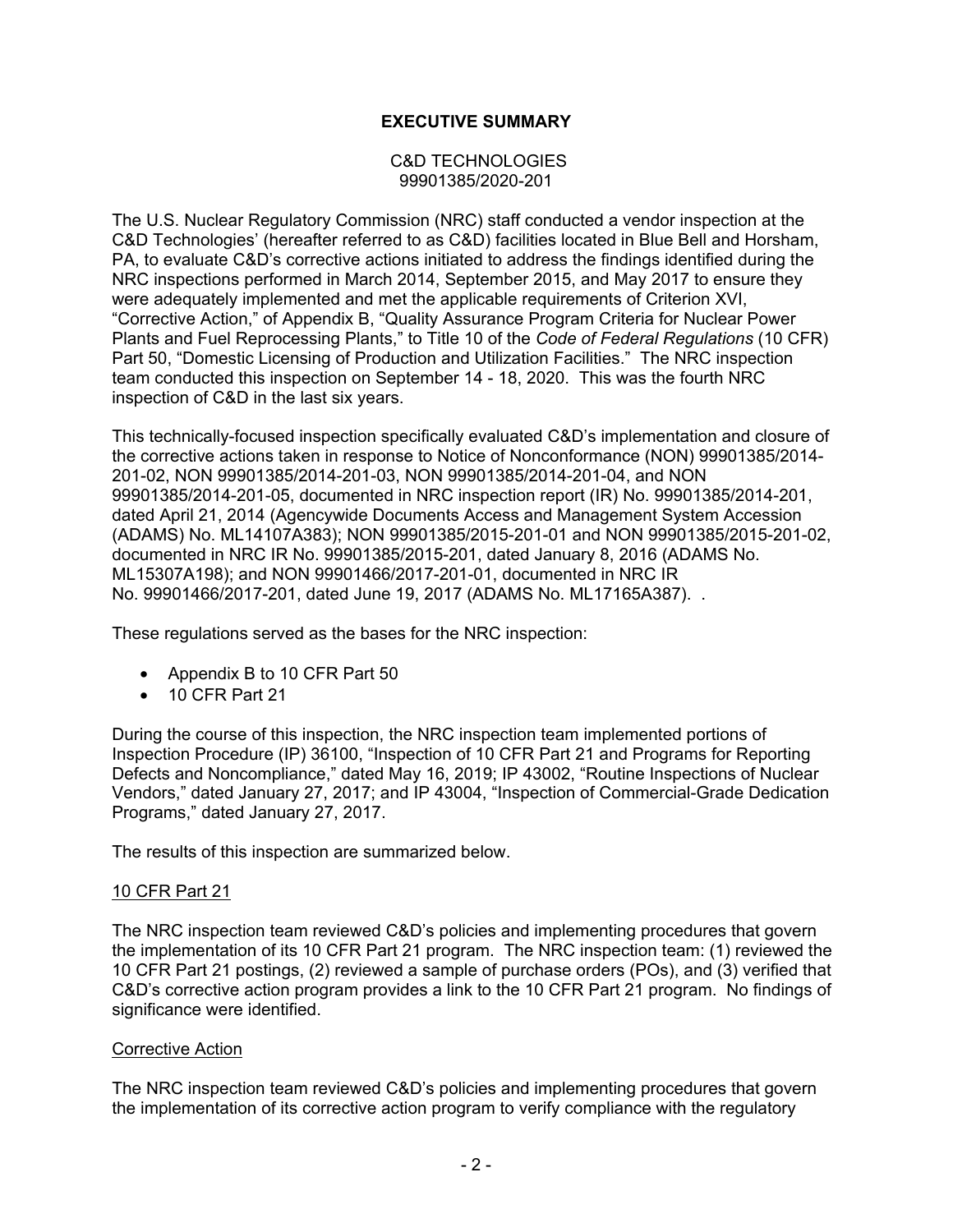# EXECUTIVE SUMMARY

C&D TECHNOLOGIES
99901385/2020-201

The U.S. Nuclear Regulatory Commission (NRC) staff conducted a vendor inspection at the C&D Technologies' (hereafter referred to as C&D) facilities located in Blue Bell and Horsham, PA, to evaluate C&D's corrective actions initiated to address the findings identified during the NRC inspections performed in March 2014, September 2015, and May 2017 to ensure they were adequately implemented and met the applicable requirements of Criterion XVI, "Corrective Action," of Appendix B, "Quality Assurance Program Criteria for Nuclear Power Plants and Fuel Reprocessing Plants," to Title 10 of the *Code of Federal Regulations* (10 CFR) Part 50, "Domestic Licensing of Production and Utilization Facilities." The NRC inspection team conducted this inspection on September 14 - 18, 2020. This was the fourth NRC inspection of C&D in the last six years.

This technically-focused inspection specifically evaluated C&D's implementation and closure of the corrective actions taken in response to Notice of Nonconformance (NON) 99901385/2014-201-02, NON 99901385/2014-201-03, NON 99901385/2014-201-04, and NON 99901385/2014-201-05, documented in NRC inspection report (IR) No. 99901385/2014-201, dated April 21, 2014 (Agencywide Documents Access and Management System Accession (ADAMS) No. ML14107A383); NON 99901385/2015-201-01 and NON 99901385/2015-201-02, documented in NRC IR No. 99901385/2015-201, dated January 8, 2016 (ADAMS No. ML15307A198); and NON 99901466/2017-201-01, documented in NRC IR No. 99901466/2017-201, dated June 19, 2017 (ADAMS No. ML17165A387). .

These regulations served as the bases for the NRC inspection:

- Appendix B to 10 CFR Part 50
- 10 CFR Part 21

During the course of this inspection, the NRC inspection team implemented portions of Inspection Procedure (IP) 36100, "Inspection of 10 CFR Part 21 and Programs for Reporting Defects and Noncompliance," dated May 16, 2019; IP 43002, "Routine Inspections of Nuclear Vendors," dated January 27, 2017; and IP 43004, "Inspection of Commercial-Grade Dedication Programs," dated January 27, 2017.

The results of this inspection are summarized below.

## 10 CFR Part 21

The NRC inspection team reviewed C&D's policies and implementing procedures that govern the implementation of its 10 CFR Part 21 program. The NRC inspection team: (1) reviewed the 10 CFR Part 21 postings, (2) reviewed a sample of purchase orders (POs), and (3) verified that C&D's corrective action program provides a link to the 10 CFR Part 21 program. No findings of significance were identified.

## Corrective Action

The NRC inspection team reviewed C&D's policies and implementing procedures that govern the implementation of its corrective action program to verify compliance with the regulatory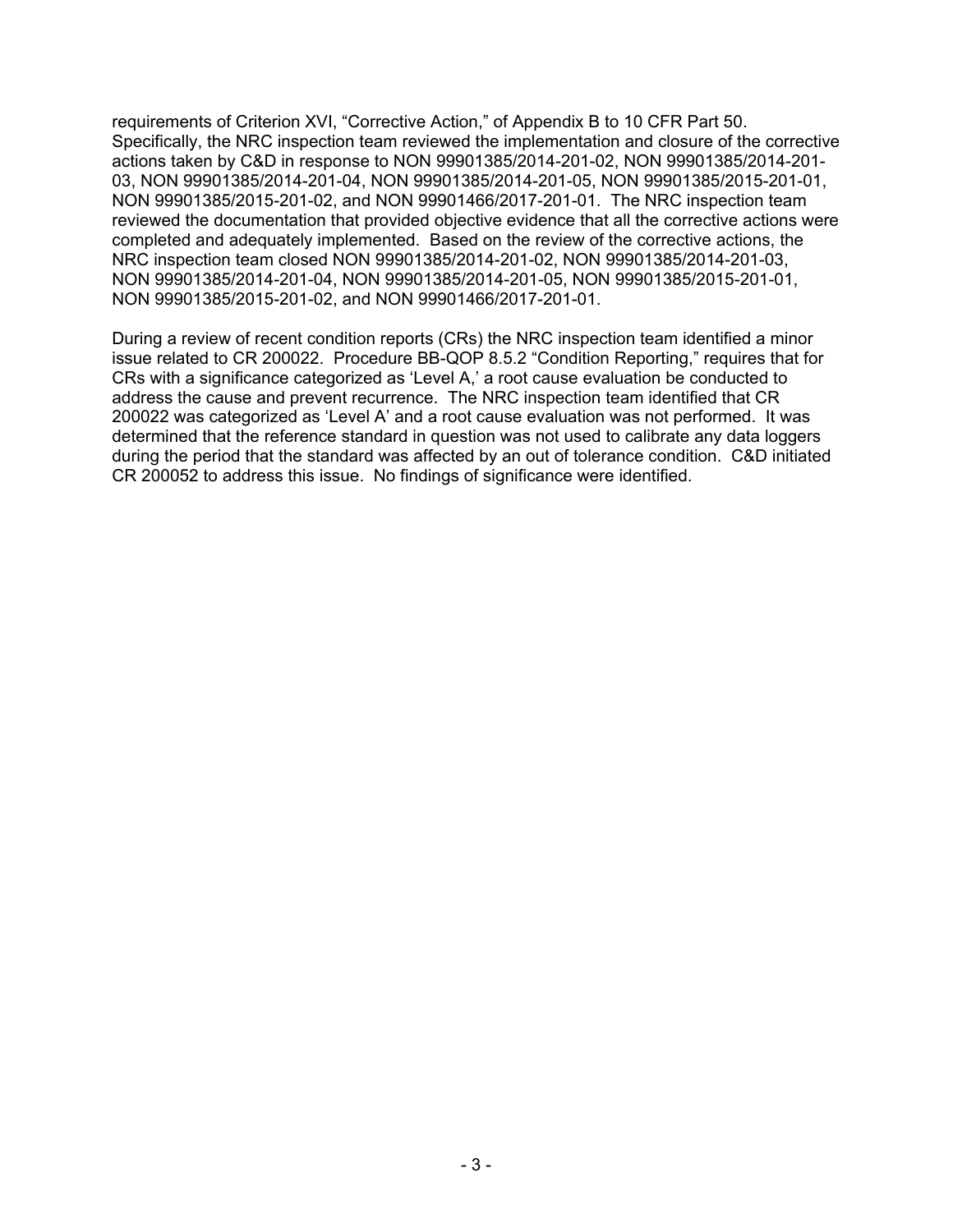requirements of Criterion XVI, “Corrective Action,” of Appendix B to 10 CFR Part 50. Specifically, the NRC inspection team reviewed the implementation and closure of the corrective actions taken by C&D in response to NON 99901385/2014-201-02, NON 99901385/2014-201-03, NON 99901385/2014-201-04, NON 99901385/2014-201-05, NON 99901385/2015-201-01, NON 99901385/2015-201-02, and NON 99901466/2017-201-01. The NRC inspection team reviewed the documentation that provided objective evidence that all the corrective actions were completed and adequately implemented. Based on the review of the corrective actions, the NRC inspection team closed NON 99901385/2014-201-02, NON 99901385/2014-201-03, NON 99901385/2014-201-04, NON 99901385/2014-201-05, NON 99901385/2015-201-01, NON 99901385/2015-201-02, and NON 99901466/2017-201-01.

During a review of recent condition reports (CRs) the NRC inspection team identified a minor issue related to CR 200022. Procedure BB-QOP 8.5.2 “Condition Reporting,” requires that for CRs with a significance categorized as ‘Level A,’ a root cause evaluation be conducted to address the cause and prevent recurrence. The NRC inspection team identified that CR 200022 was categorized as ‘Level A’ and a root cause evaluation was not performed. It was determined that the reference standard in question was not used to calibrate any data loggers during the period that the standard was affected by an out of tolerance condition. C&D initiated CR 200052 to address this issue. No findings of significance were identified.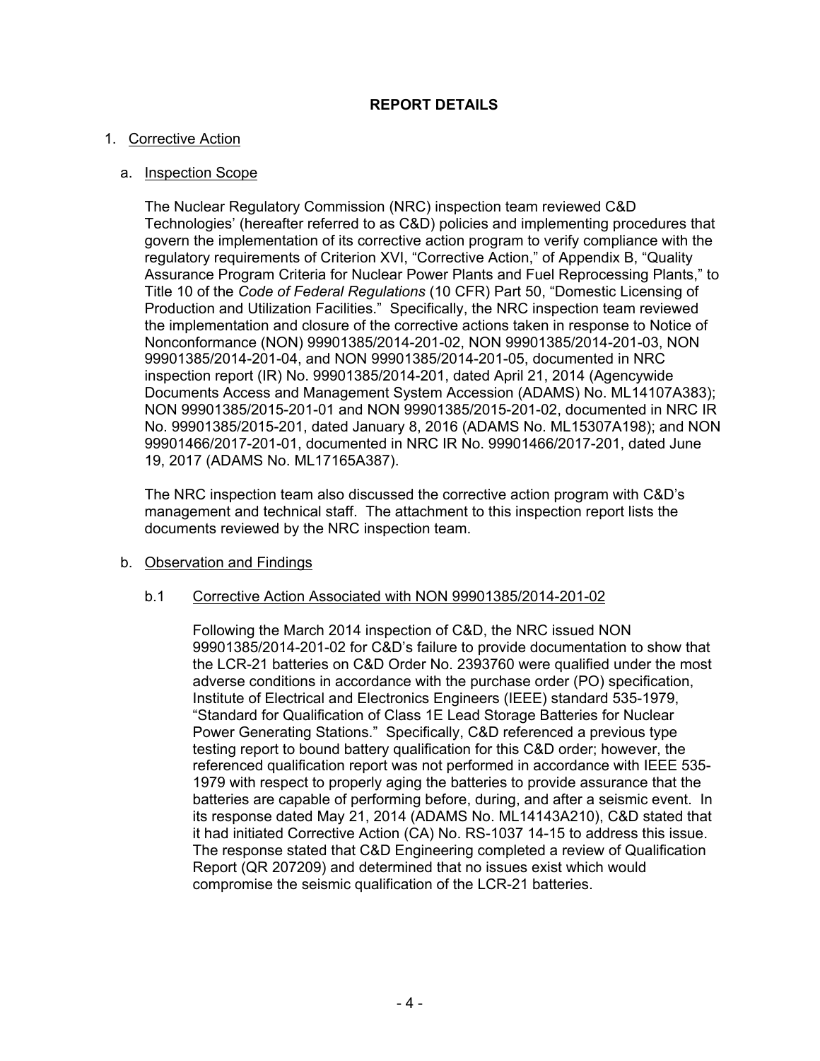## REPORT DETAILS

1. Corrective Action

   a. Inspection Scope

   The Nuclear Regulatory Commission (NRC) inspection team reviewed C&D Technologies' (hereafter referred to as C&D) policies and implementing procedures that govern the implementation of its corrective action program to verify compliance with the regulatory requirements of Criterion XVI, "Corrective Action," of Appendix B, "Quality Assurance Program Criteria for Nuclear Power Plants and Fuel Reprocessing Plants," to Title 10 of the *Code of Federal Regulations* (10 CFR) Part 50, "Domestic Licensing of Production and Utilization Facilities." Specifically, the NRC inspection team reviewed the implementation and closure of the corrective actions taken in response to Notice of Nonconformance (NON) 99901385/2014-201-02, NON 99901385/2014-201-03, NON 99901385/2014-201-04, and NON 99901385/2014-201-05, documented in NRC inspection report (IR) No. 99901385/2014-201, dated April 21, 2014 (Agencywide Documents Access and Management System Accession (ADAMS) No. ML14107A383); NON 99901385/2015-201-01 and NON 99901385/2015-201-02, documented in NRC IR No. 99901385/2015-201, dated January 8, 2016 (ADAMS No. ML15307A198); and NON 99901466/2017-201-01, documented in NRC IR No. 99901466/2017-201, dated June 19, 2017 (ADAMS No. ML17165A387).

   The NRC inspection team also discussed the corrective action program with C&D's management and technical staff. The attachment to this inspection report lists the documents reviewed by the NRC inspection team.

   b. Observation and Findings

   b.1 Corrective Action Associated with NON 99901385/2014-201-02

   Following the March 2014 inspection of C&D, the NRC issued NON 99901385/2014-201-02 for C&D's failure to provide documentation to show that the LCR-21 batteries on C&D Order No. 2393760 were qualified under the most adverse conditions in accordance with the purchase order (PO) specification, Institute of Electrical and Electronics Engineers (IEEE) standard 535-1979, "Standard for Qualification of Class 1E Lead Storage Batteries for Nuclear Power Generating Stations." Specifically, C&D referenced a previous type testing report to bound battery qualification for this C&D order; however, the referenced qualification report was not performed in accordance with IEEE 535-1979 with respect to properly aging the batteries to provide assurance that the batteries are capable of performing before, during, and after a seismic event. In its response dated May 21, 2014 (ADAMS No. ML14143A210), C&D stated that it had initiated Corrective Action (CA) No. RS-1037 14-15 to address this issue. The response stated that C&D Engineering completed a review of Qualification Report (QR 207209) and determined that no issues exist which would compromise the seismic qualification of the LCR-21 batteries.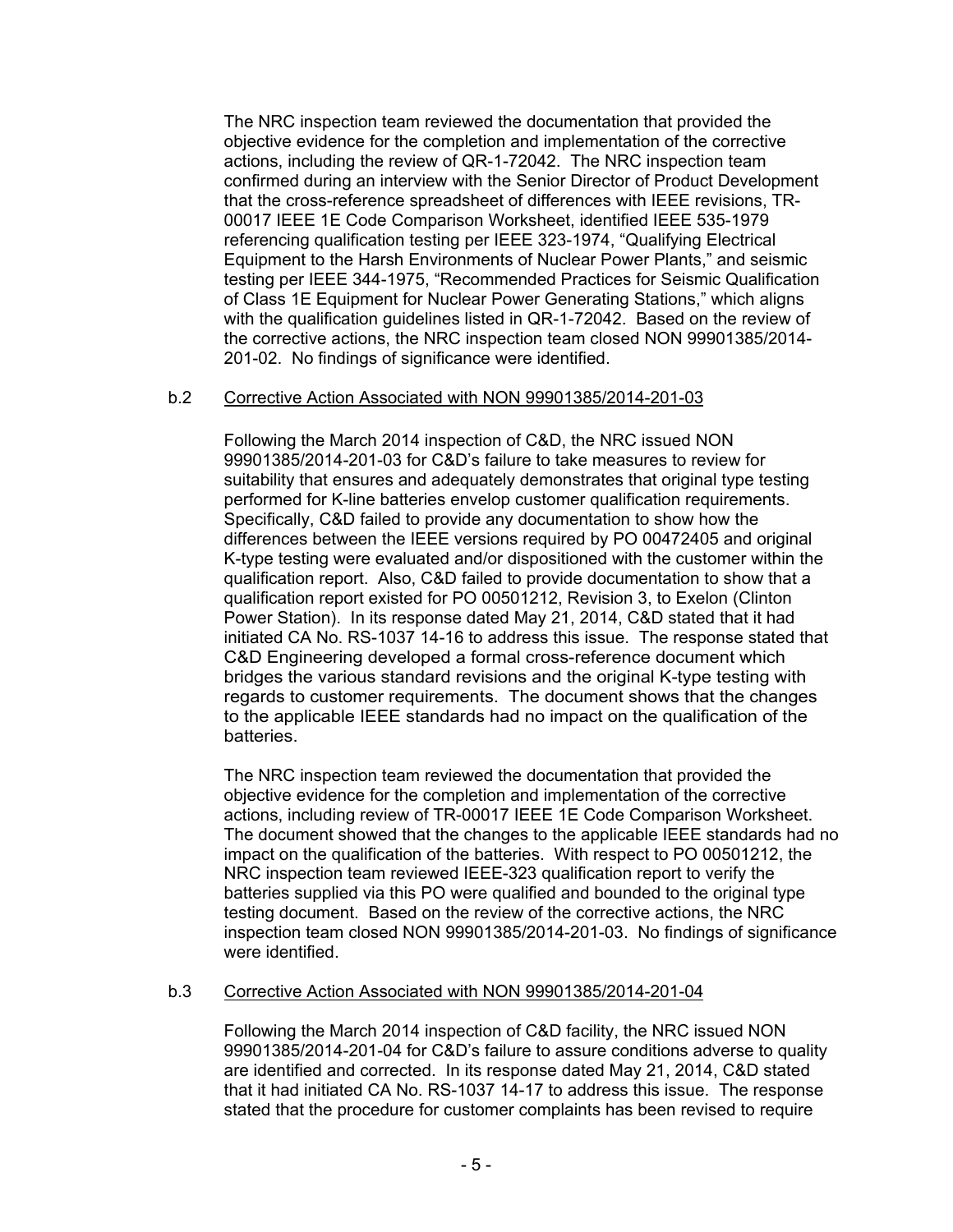The NRC inspection team reviewed the documentation that provided the objective evidence for the completion and implementation of the corrective actions, including the review of QR-1-72042. The NRC inspection team confirmed during an interview with the Senior Director of Product Development that the cross-reference spreadsheet of differences with IEEE revisions, TR-00017 IEEE 1E Code Comparison Worksheet, identified IEEE 535-1979 referencing qualification testing per IEEE 323-1974, "Qualifying Electrical Equipment to the Harsh Environments of Nuclear Power Plants," and seismic testing per IEEE 344-1975, "Recommended Practices for Seismic Qualification of Class 1E Equipment for Nuclear Power Generating Stations," which aligns with the qualification guidelines listed in QR-1-72042. Based on the review of the corrective actions, the NRC inspection team closed NON 99901385/2014-201-02. No findings of significance were identified.

b.2 Corrective Action Associated with NON 99901385/2014-201-03

Following the March 2014 inspection of C&D, the NRC issued NON 99901385/2014-201-03 for C&D's failure to take measures to review for suitability that ensures and adequately demonstrates that original type testing performed for K-line batteries envelop customer qualification requirements. Specifically, C&D failed to provide any documentation to show how the differences between the IEEE versions required by PO 00472405 and original K-type testing were evaluated and/or dispositioned with the customer within the qualification report. Also, C&D failed to provide documentation to show that a qualification report existed for PO 00501212, Revision 3, to Exelon (Clinton Power Station). In its response dated May 21, 2014, C&D stated that it had initiated CA No. RS-1037 14-16 to address this issue. The response stated that C&D Engineering developed a formal cross-reference document which bridges the various standard revisions and the original K-type testing with regards to customer requirements. The document shows that the changes to the applicable IEEE standards had no impact on the qualification of the batteries.

The NRC inspection team reviewed the documentation that provided the objective evidence for the completion and implementation of the corrective actions, including review of TR-00017 IEEE 1E Code Comparison Worksheet. The document showed that the changes to the applicable IEEE standards had no impact on the qualification of the batteries. With respect to PO 00501212, the NRC inspection team reviewed IEEE-323 qualification report to verify the batteries supplied via this PO were qualified and bounded to the original type testing document. Based on the review of the corrective actions, the NRC inspection team closed NON 99901385/2014-201-03. No findings of significance were identified.

b.3 Corrective Action Associated with NON 99901385/2014-201-04

Following the March 2014 inspection of C&D facility, the NRC issued NON 99901385/2014-201-04 for C&D's failure to assure conditions adverse to quality are identified and corrected. In its response dated May 21, 2014, C&D stated that it had initiated CA No. RS-1037 14-17 to address this issue. The response stated that the procedure for customer complaints has been revised to require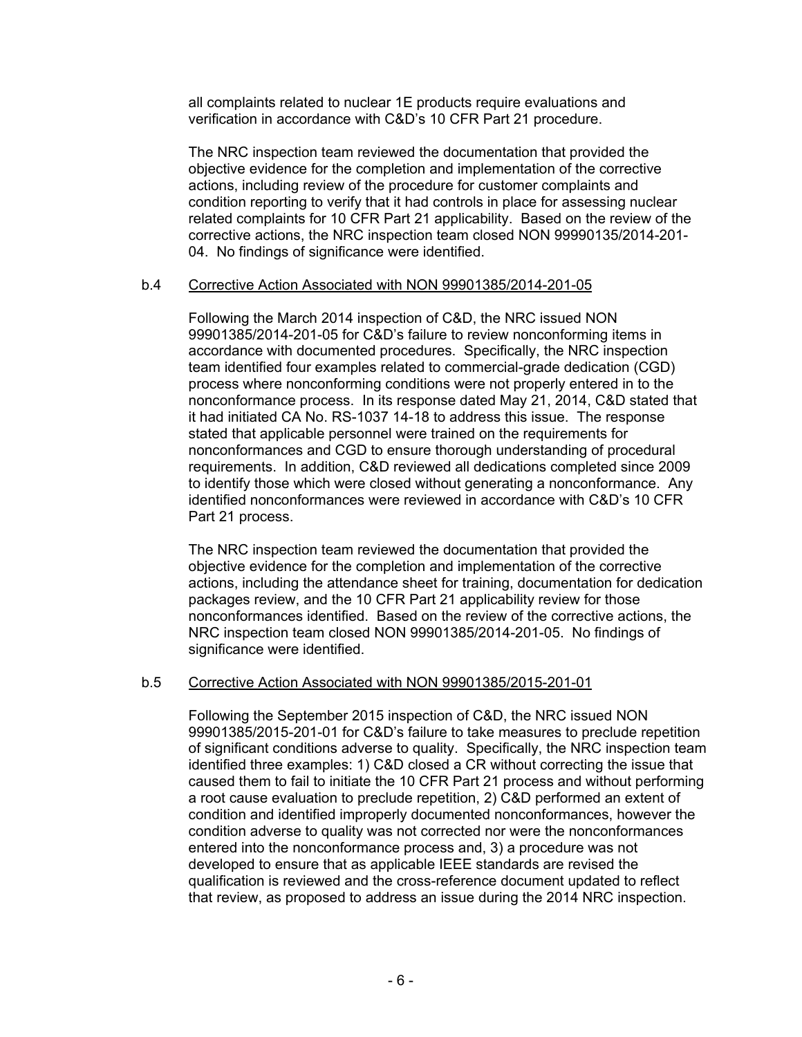all complaints related to nuclear 1E products require evaluations and verification in accordance with C&D's 10 CFR Part 21 procedure.

The NRC inspection team reviewed the documentation that provided the objective evidence for the completion and implementation of the corrective actions, including review of the procedure for customer complaints and condition reporting to verify that it had controls in place for assessing nuclear related complaints for 10 CFR Part 21 applicability. Based on the review of the corrective actions, the NRC inspection team closed NON 99990135/2014-201-04. No findings of significance were identified.

b.4 Corrective Action Associated with NON 99901385/2014-201-05

Following the March 2014 inspection of C&D, the NRC issued NON 99901385/2014-201-05 for C&D's failure to review nonconforming items in accordance with documented procedures. Specifically, the NRC inspection team identified four examples related to commercial-grade dedication (CGD) process where nonconforming conditions were not properly entered in to the nonconformance process. In its response dated May 21, 2014, C&D stated that it had initiated CA No. RS-1037 14-18 to address this issue. The response stated that applicable personnel were trained on the requirements for nonconformances and CGD to ensure thorough understanding of procedural requirements. In addition, C&D reviewed all dedications completed since 2009 to identify those which were closed without generating a nonconformance. Any identified nonconformances were reviewed in accordance with C&D's 10 CFR Part 21 process.

The NRC inspection team reviewed the documentation that provided the objective evidence for the completion and implementation of the corrective actions, including the attendance sheet for training, documentation for dedication packages review, and the 10 CFR Part 21 applicability review for those nonconformances identified. Based on the review of the corrective actions, the NRC inspection team closed NON 99901385/2014-201-05. No findings of significance were identified.

b.5 Corrective Action Associated with NON 99901385/2015-201-01

Following the September 2015 inspection of C&D, the NRC issued NON 99901385/2015-201-01 for C&D's failure to take measures to preclude repetition of significant conditions adverse to quality. Specifically, the NRC inspection team identified three examples: 1) C&D closed a CR without correcting the issue that caused them to fail to initiate the 10 CFR Part 21 process and without performing a root cause evaluation to preclude repetition, 2) C&D performed an extent of condition and identified improperly documented nonconformances, however the condition adverse to quality was not corrected nor were the nonconformances entered into the nonconformance process and, 3) a procedure was not developed to ensure that as applicable IEEE standards are revised the qualification is reviewed and the cross-reference document updated to reflect that review, as proposed to address an issue during the 2014 NRC inspection.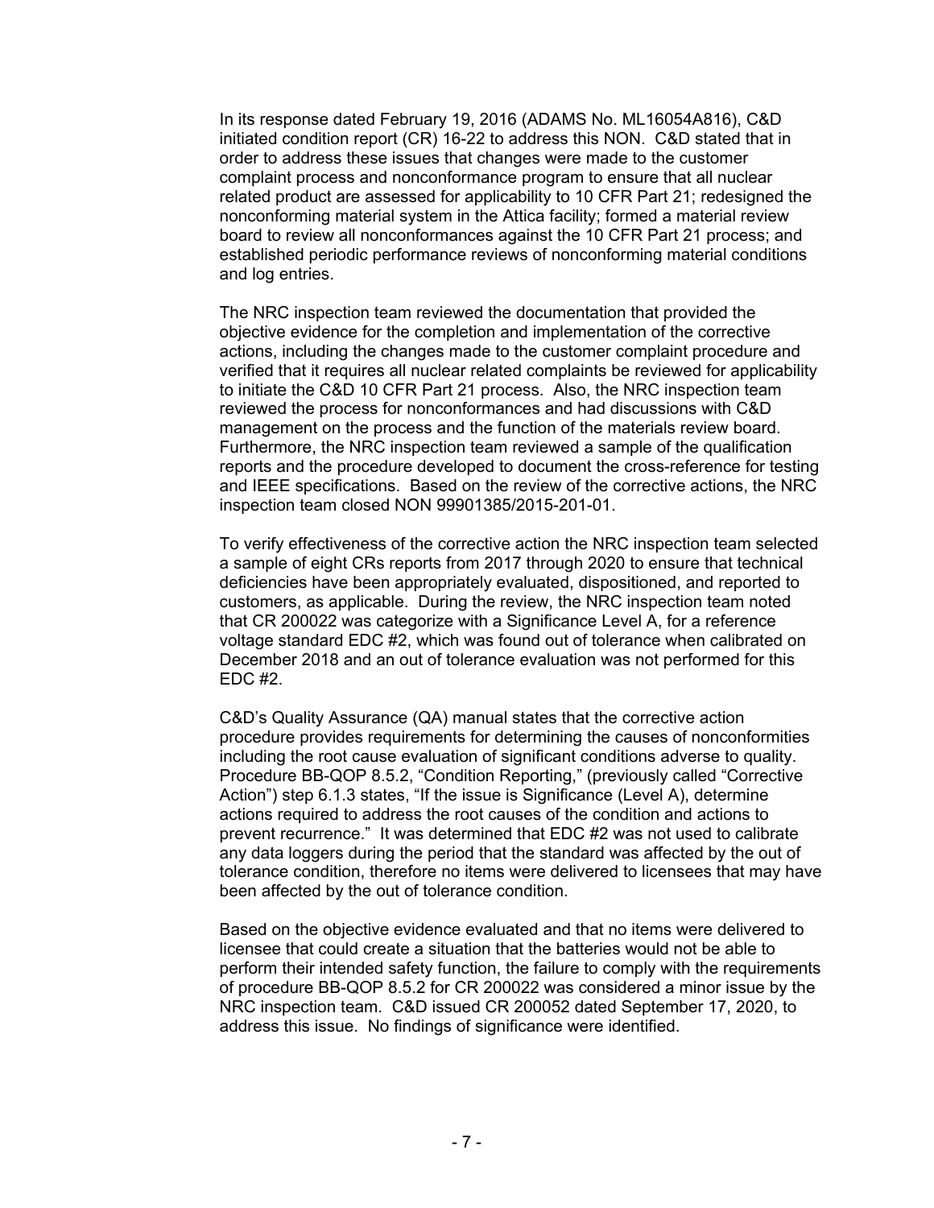In its response dated February 19, 2016 (ADAMS No. ML16054A816), C&D initiated condition report (CR) 16-22 to address this NON. C&D stated that in order to address these issues that changes were made to the customer complaint process and nonconformance program to ensure that all nuclear related product are assessed for applicability to 10 CFR Part 21; redesigned the nonconforming material system in the Attica facility; formed a material review board to review all nonconformances against the 10 CFR Part 21 process; and established periodic performance reviews of nonconforming material conditions and log entries.

The NRC inspection team reviewed the documentation that provided the objective evidence for the completion and implementation of the corrective actions, including the changes made to the customer complaint procedure and verified that it requires all nuclear related complaints be reviewed for applicability to initiate the C&D 10 CFR Part 21 process. Also, the NRC inspection team reviewed the process for nonconformances and had discussions with C&D management on the process and the function of the materials review board. Furthermore, the NRC inspection team reviewed a sample of the qualification reports and the procedure developed to document the cross-reference for testing and IEEE specifications. Based on the review of the corrective actions, the NRC inspection team closed NON 99901385/2015-201-01.

To verify effectiveness of the corrective action the NRC inspection team selected a sample of eight CRs reports from 2017 through 2020 to ensure that technical deficiencies have been appropriately evaluated, dispositioned, and reported to customers, as applicable. During the review, the NRC inspection team noted that CR 200022 was categorize with a Significance Level A, for a reference voltage standard EDC #2, which was found out of tolerance when calibrated on December 2018 and an out of tolerance evaluation was not performed for this EDC #2.

C&D's Quality Assurance (QA) manual states that the corrective action procedure provides requirements for determining the causes of nonconformities including the root cause evaluation of significant conditions adverse to quality. Procedure BB-QOP 8.5.2, "Condition Reporting," (previously called "Corrective Action") step 6.1.3 states, "If the issue is Significance (Level A), determine actions required to address the root causes of the condition and actions to prevent recurrence." It was determined that EDC #2 was not used to calibrate any data loggers during the period that the standard was affected by the out of tolerance condition, therefore no items were delivered to licensees that may have been affected by the out of tolerance condition.

Based on the objective evidence evaluated and that no items were delivered to licensee that could create a situation that the batteries would not be able to perform their intended safety function, the failure to comply with the requirements of procedure BB-QOP 8.5.2 for CR 200022 was considered a minor issue by the NRC inspection team. C&D issued CR 200052 dated September 17, 2020, to address this issue. No findings of significance were identified.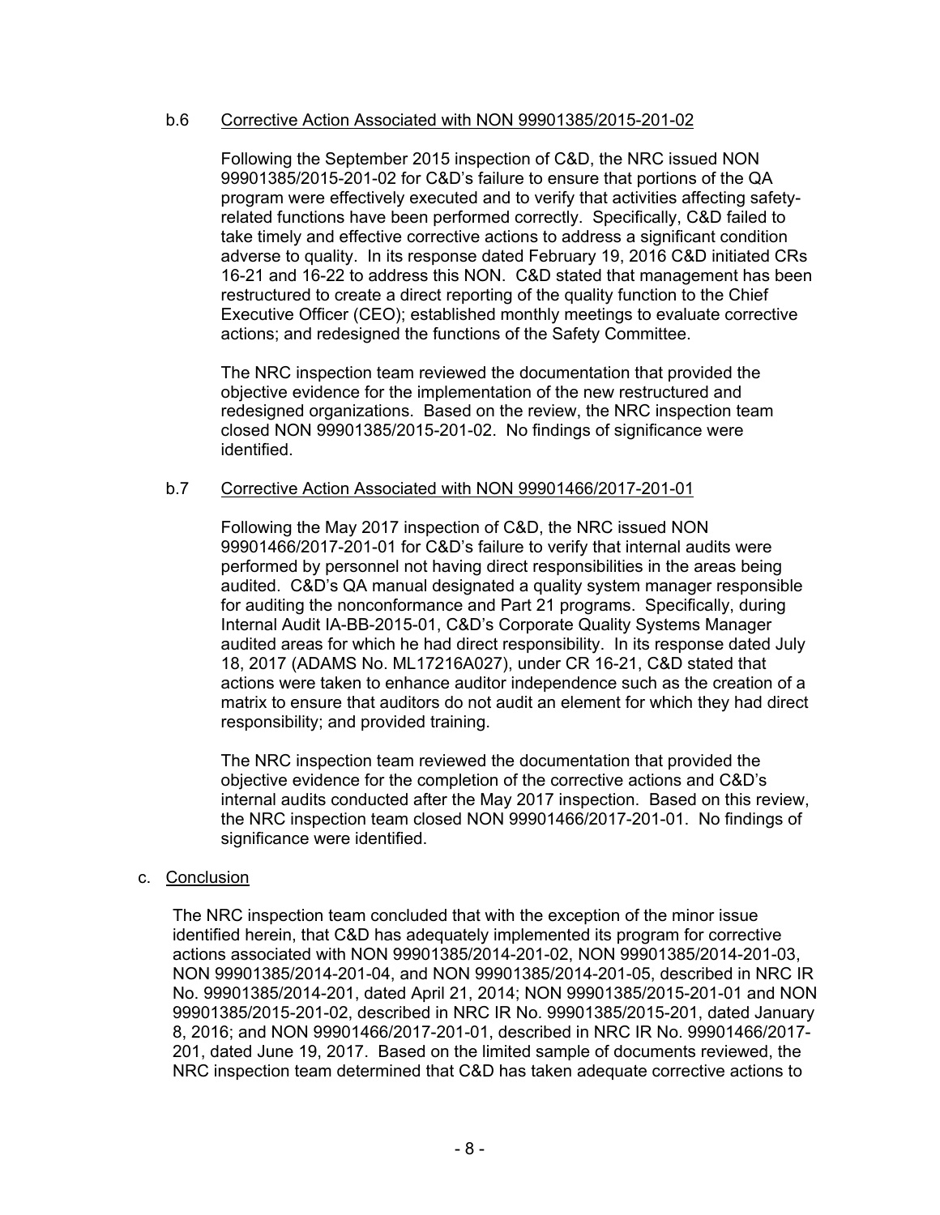b.6 Corrective Action Associated with NON 99901385/2015-201-02

Following the September 2015 inspection of C&D, the NRC issued NON 99901385/2015-201-02 for C&D's failure to ensure that portions of the QA program were effectively executed and to verify that activities affecting safety-related functions have been performed correctly. Specifically, C&D failed to take timely and effective corrective actions to address a significant condition adverse to quality. In its response dated February 19, 2016 C&D initiated CRs 16-21 and 16-22 to address this NON. C&D stated that management has been restructured to create a direct reporting of the quality function to the Chief Executive Officer (CEO); established monthly meetings to evaluate corrective actions; and redesigned the functions of the Safety Committee.

The NRC inspection team reviewed the documentation that provided the objective evidence for the implementation of the new restructured and redesigned organizations. Based on the review, the NRC inspection team closed NON 99901385/2015-201-02. No findings of significance were identified.

b.7 Corrective Action Associated with NON 99901466/2017-201-01

Following the May 2017 inspection of C&D, the NRC issued NON 99901466/2017-201-01 for C&D's failure to verify that internal audits were performed by personnel not having direct responsibilities in the areas being audited. C&D's QA manual designated a quality system manager responsible for auditing the nonconformance and Part 21 programs. Specifically, during Internal Audit IA-BB-2015-01, C&D's Corporate Quality Systems Manager audited areas for which he had direct responsibility. In its response dated July 18, 2017 (ADAMS No. ML17216A027), under CR 16-21, C&D stated that actions were taken to enhance auditor independence such as the creation of a matrix to ensure that auditors do not audit an element for which they had direct responsibility; and provided training.

The NRC inspection team reviewed the documentation that provided the objective evidence for the completion of the corrective actions and C&D's internal audits conducted after the May 2017 inspection. Based on this review, the NRC inspection team closed NON 99901466/2017-201-01. No findings of significance were identified.

c. Conclusion

The NRC inspection team concluded that with the exception of the minor issue identified herein, that C&D has adequately implemented its program for corrective actions associated with NON 99901385/2014-201-02, NON 99901385/2014-201-03, NON 99901385/2014-201-04, and NON 99901385/2014-201-05, described in NRC IR No. 99901385/2014-201, dated April 21, 2014; NON 99901385/2015-201-01 and NON 99901385/2015-201-02, described in NRC IR No. 99901385/2015-201, dated January 8, 2016; and NON 99901466/2017-201-01, described in NRC IR No. 99901466/2017-201, dated June 19, 2017. Based on the limited sample of documents reviewed, the NRC inspection team determined that C&D has taken adequate corrective actions to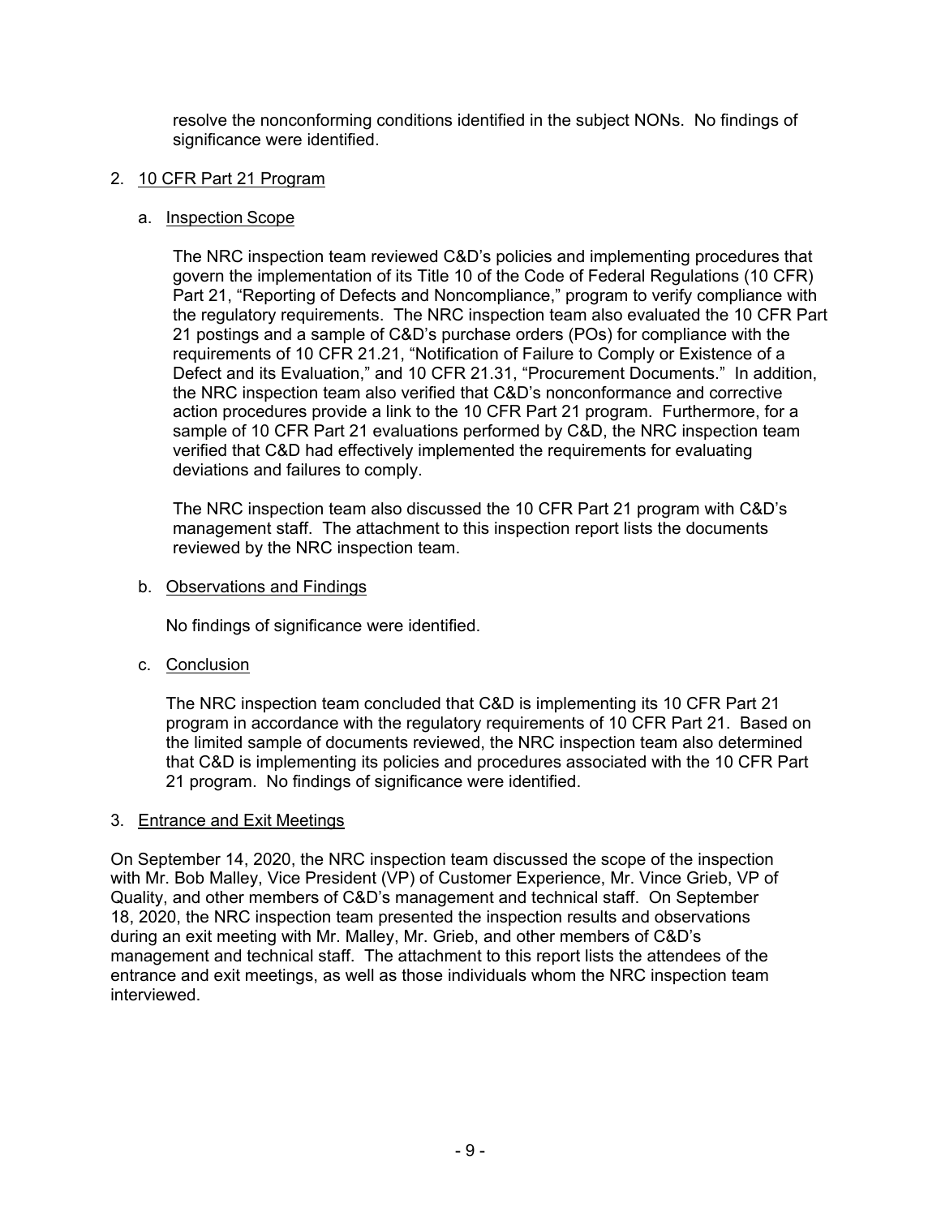resolve the nonconforming conditions identified in the subject NONs. No findings of significance were identified.

2. 10 CFR Part 21 Program

   a. Inspection Scope

   The NRC inspection team reviewed C&D's policies and implementing procedures that govern the implementation of its Title 10 of the Code of Federal Regulations (10 CFR) Part 21, "Reporting of Defects and Noncompliance," program to verify compliance with the regulatory requirements. The NRC inspection team also evaluated the 10 CFR Part 21 postings and a sample of C&D's purchase orders (POs) for compliance with the requirements of 10 CFR 21.21, "Notification of Failure to Comply or Existence of a Defect and its Evaluation," and 10 CFR 21.31, "Procurement Documents." In addition, the NRC inspection team also verified that C&D's nonconformance and corrective action procedures provide a link to the 10 CFR Part 21 program. Furthermore, for a sample of 10 CFR Part 21 evaluations performed by C&D, the NRC inspection team verified that C&D had effectively implemented the requirements for evaluating deviations and failures to comply.

   The NRC inspection team also discussed the 10 CFR Part 21 program with C&D's management staff. The attachment to this inspection report lists the documents reviewed by the NRC inspection team.

   b. Observations and Findings

   No findings of significance were identified.

   c. Conclusion

   The NRC inspection team concluded that C&D is implementing its 10 CFR Part 21 program in accordance with the regulatory requirements of 10 CFR Part 21. Based on the limited sample of documents reviewed, the NRC inspection team also determined that C&D is implementing its policies and procedures associated with the 10 CFR Part 21 program. No findings of significance were identified.

3. Entrance and Exit Meetings

On September 14, 2020, the NRC inspection team discussed the scope of the inspection with Mr. Bob Malley, Vice President (VP) of Customer Experience, Mr. Vince Grieb, VP of Quality, and other members of C&D's management and technical staff. On September 18, 2020, the NRC inspection team presented the inspection results and observations during an exit meeting with Mr. Malley, Mr. Grieb, and other members of C&D's management and technical staff. The attachment to this report lists the attendees of the entrance and exit meetings, as well as those individuals whom the NRC inspection team interviewed.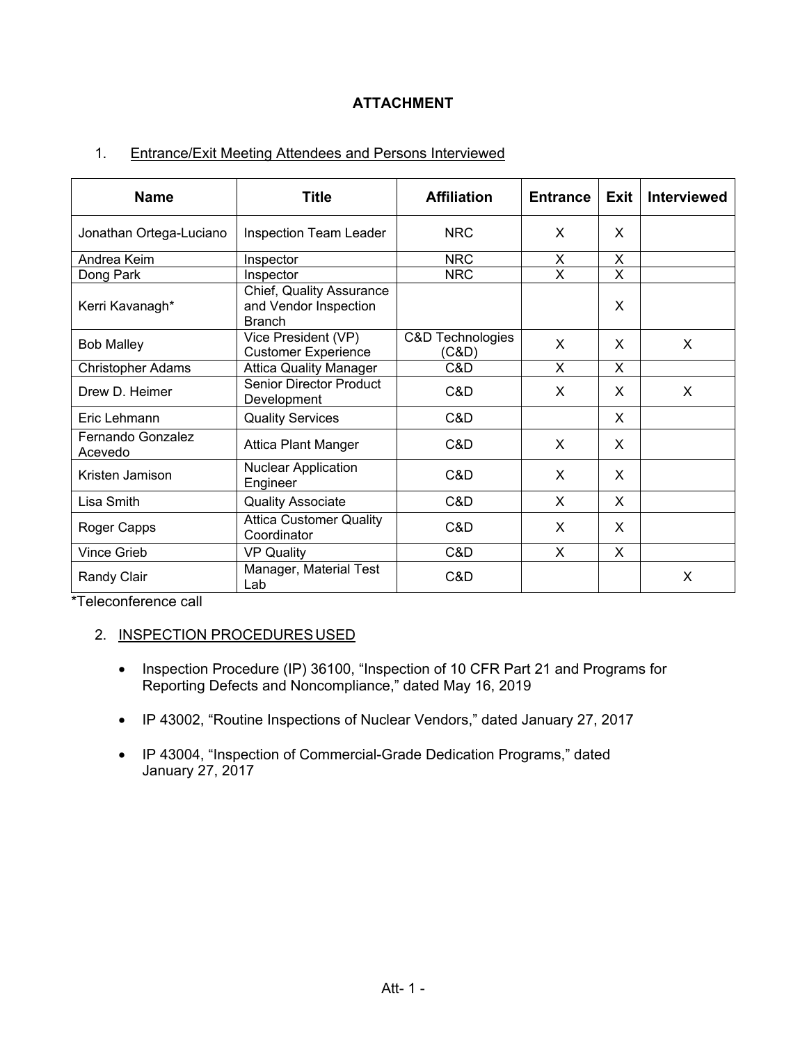**ATTACHMENT**

1. Entrance/Exit Meeting Attendees and Persons Interviewed

| Name | Title | Affiliation | Entrance | Exit | Interviewed |
|---|---|---|---|---|---|
| Jonathan Ortega-Luciano | Inspection Team Leader | NRC | X | X | |
| Andrea Keim | Inspector | NRC | X | X | |
| Dong Park | Inspector | NRC | X | X | |
| Kerri Kavanagh* | Chief, Quality Assurance and Vendor Inspection Branch | | | X | |
| Bob Malley | Vice President (VP) Customer Experience | C&D Technologies (C&D) | X | X | X |
| Christopher Adams | Attica Quality Manager | C&D | X | X | |
| Drew D. Heimer | Senior Director Product Development | C&D | X | X | X |
| Eric Lehmann | Quality Services | C&D | | X | |
| Fernando Gonzalez Acevedo | Attica Plant Manger | C&D | X | X | |
| Kristen Jamison | Nuclear Application Engineer | C&D | X | X | |
| Lisa Smith | Quality Associate | C&D | X | X | |
| Roger Capps | Attica Customer Quality Coordinator | C&D | X | X | |
| Vince Grieb | VP Quality | C&D | X | X | |
| Randy Clair | Manager, Material Test Lab | C&D | | | X |

*Teleconference call

2. INSPECTION PROCEDURES USED

- Inspection Procedure (IP) 36100, "Inspection of 10 CFR Part 21 and Programs for Reporting Defects and Noncompliance," dated May 16, 2019
- IP 43002, "Routine Inspections of Nuclear Vendors," dated January 27, 2017
- IP 43004, "Inspection of Commercial-Grade Dedication Programs," dated January 27, 2017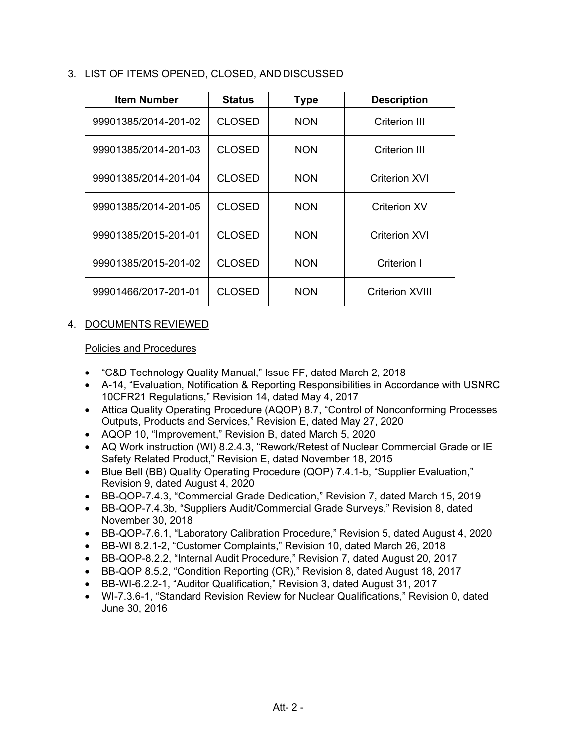3. LIST OF ITEMS OPENED, CLOSED, AND DISCUSSED

| Item Number | Status | Type | Description |
|---|---|---|---|
| 99901385/2014-201-02 | CLOSED | NON | Criterion III |
| 99901385/2014-201-03 | CLOSED | NON | Criterion III |
| 99901385/2014-201-04 | CLOSED | NON | Criterion XVI |
| 99901385/2014-201-05 | CLOSED | NON | Criterion XV |
| 99901385/2015-201-01 | CLOSED | NON | Criterion XVI |
| 99901385/2015-201-02 | CLOSED | NON | Criterion I |
| 99901466/2017-201-01 | CLOSED | NON | Criterion XVIII |

4. DOCUMENTS REVIEWED

Policies and Procedures

- "C&D Technology Quality Manual," Issue FF, dated March 2, 2018
- A-14, "Evaluation, Notification & Reporting Responsibilities in Accordance with USNRC 10CFR21 Regulations," Revision 14, dated May 4, 2017
- Attica Quality Operating Procedure (AQOP) 8.7, "Control of Nonconforming Processes Outputs, Products and Services," Revision E, dated May 27, 2020
- AQOP 10, "Improvement," Revision B, dated March 5, 2020
- AQ Work instruction (WI) 8.2.4.3, "Rework/Retest of Nuclear Commercial Grade or IE Safety Related Product," Revision E, dated November 18, 2015
- Blue Bell (BB) Quality Operating Procedure (QOP) 7.4.1-b, "Supplier Evaluation," Revision 9, dated August 4, 2020
- BB-QOP-7.4.3, "Commercial Grade Dedication," Revision 7, dated March 15, 2019
- BB-QOP-7.4.3b, "Suppliers Audit/Commercial Grade Surveys," Revision 8, dated November 30, 2018
- BB-QOP-7.6.1, "Laboratory Calibration Procedure," Revision 5, dated August 4, 2020
- BB-WI 8.2.1-2, "Customer Complaints," Revision 10, dated March 26, 2018
- BB-QOP-8.2.2, "Internal Audit Procedure," Revision 7, dated August 20, 2017
- BB-QOP 8.5.2, "Condition Reporting (CR)," Revision 8, dated August 18, 2017
- BB-WI-6.2.2-1, "Auditor Qualification," Revision 3, dated August 31, 2017
- WI-7.3.6-1, "Standard Revision Review for Nuclear Qualifications," Revision 0, dated June 30, 2016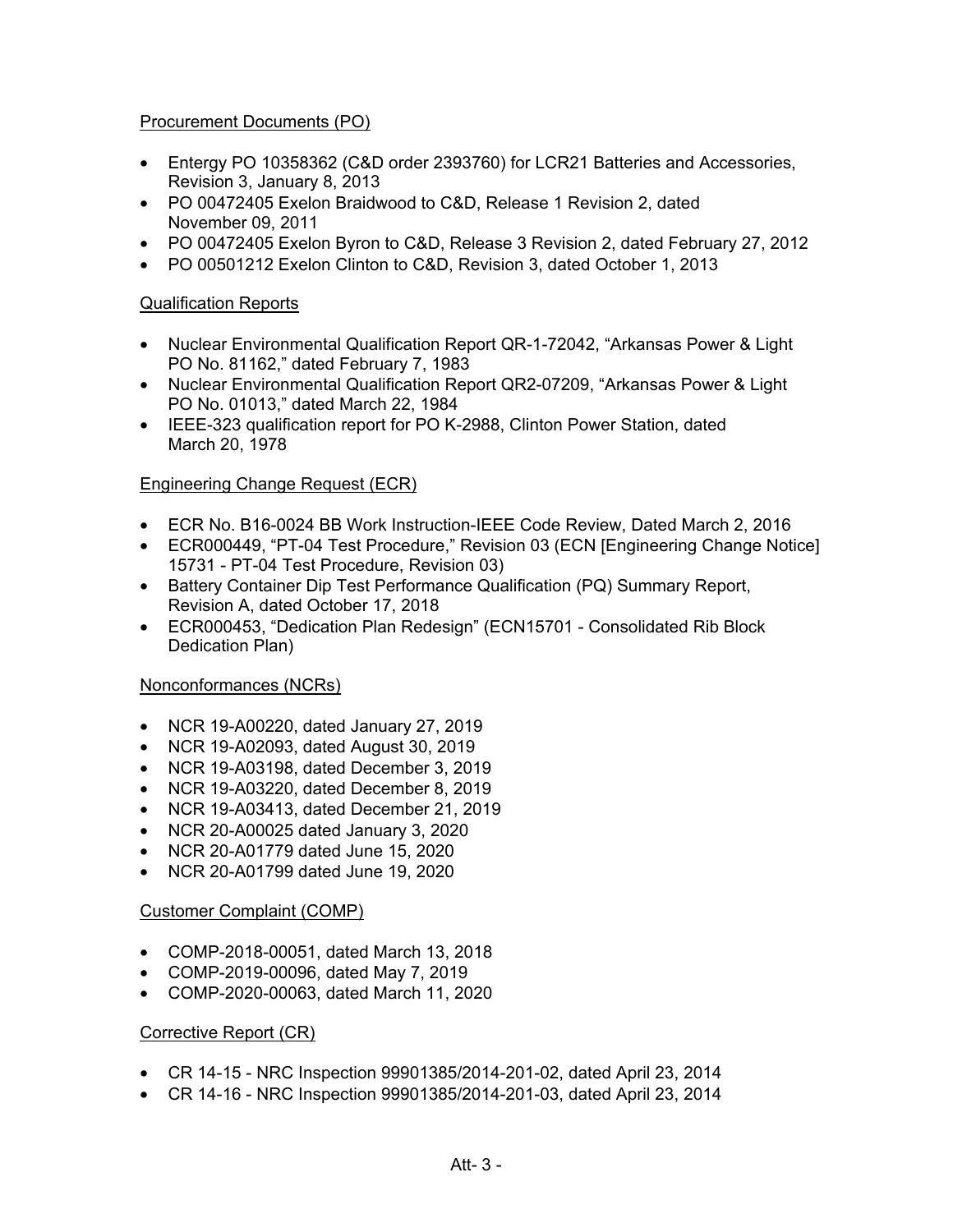Procurement Documents (PO)

- Entergy PO 10358362 (C&D order 2393760) for LCR21 Batteries and Accessories, Revision 3, January 8, 2013
- PO 00472405 Exelon Braidwood to C&D, Release 1 Revision 2, dated November 09, 2011
- PO 00472405 Exelon Byron to C&D, Release 3 Revision 2, dated February 27, 2012
- PO 00501212 Exelon Clinton to C&D, Revision 3, dated October 1, 2013

Qualification Reports

- Nuclear Environmental Qualification Report QR-1-72042, "Arkansas Power & Light PO No. 81162," dated February 7, 1983
- Nuclear Environmental Qualification Report QR2-07209, "Arkansas Power & Light PO No. 01013," dated March 22, 1984
- IEEE-323 qualification report for PO K-2988, Clinton Power Station, dated March 20, 1978

Engineering Change Request (ECR)

- ECR No. B16-0024 BB Work Instruction-IEEE Code Review, Dated March 2, 2016
- ECR000449, "PT-04 Test Procedure," Revision 03 (ECN [Engineering Change Notice] 15731 - PT-04 Test Procedure, Revision 03)
- Battery Container Dip Test Performance Qualification (PQ) Summary Report, Revision A, dated October 17, 2018
- ECR000453, "Dedication Plan Redesign" (ECN15701 - Consolidated Rib Block Dedication Plan)

Nonconformances (NCRs)

- NCR 19-A00220, dated January 27, 2019
- NCR 19-A02093, dated August 30, 2019
- NCR 19-A03198, dated December 3, 2019
- NCR 19-A03220, dated December 8, 2019
- NCR 19-A03413, dated December 21, 2019
- NCR 20-A00025 dated January 3, 2020
- NCR 20-A01779 dated June 15, 2020
- NCR 20-A01799 dated June 19, 2020

Customer Complaint (COMP)

- COMP-2018-00051, dated March 13, 2018
- COMP-2019-00096, dated May 7, 2019
- COMP-2020-00063, dated March 11, 2020

Corrective Report (CR)

- CR 14-15 - NRC Inspection 99901385/2014-201-02, dated April 23, 2014
- CR 14-16 - NRC Inspection 99901385/2014-201-03, dated April 23, 2014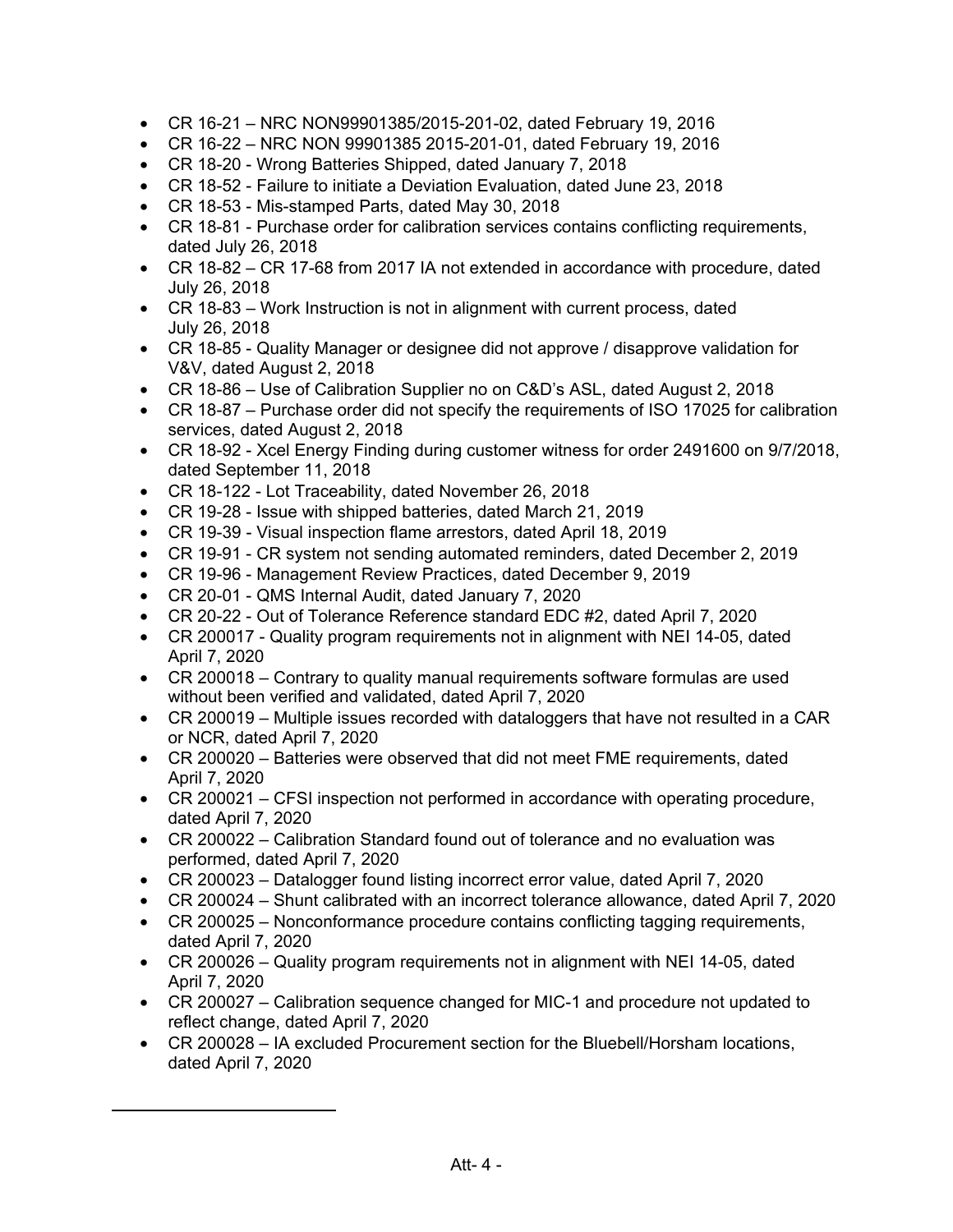- CR 16-21 – NRC NON99901385/2015-201-02, dated February 19, 2016
- CR 16-22 – NRC NON 99901385 2015-201-01, dated February 19, 2016
- CR 18-20 - Wrong Batteries Shipped, dated January 7, 2018
- CR 18-52 - Failure to initiate a Deviation Evaluation, dated June 23, 2018
- CR 18-53 - Mis-stamped Parts, dated May 30, 2018
- CR 18-81 - Purchase order for calibration services contains conflicting requirements, dated July 26, 2018
- CR 18-82 – CR 17-68 from 2017 IA not extended in accordance with procedure, dated July 26, 2018
- CR 18-83 – Work Instruction is not in alignment with current process, dated July 26, 2018
- CR 18-85 - Quality Manager or designee did not approve / disapprove validation for V&V, dated August 2, 2018
- CR 18-86 – Use of Calibration Supplier no on C&D's ASL, dated August 2, 2018
- CR 18-87 – Purchase order did not specify the requirements of ISO 17025 for calibration services, dated August 2, 2018
- CR 18-92 - Xcel Energy Finding during customer witness for order 2491600 on 9/7/2018, dated September 11, 2018
- CR 18-122 - Lot Traceability, dated November 26, 2018
- CR 19-28 - Issue with shipped batteries, dated March 21, 2019
- CR 19-39 - Visual inspection flame arrestors, dated April 18, 2019
- CR 19-91 - CR system not sending automated reminders, dated December 2, 2019
- CR 19-96 - Management Review Practices, dated December 9, 2019
- CR 20-01 - QMS Internal Audit, dated January 7, 2020
- CR 20-22 - Out of Tolerance Reference standard EDC #2, dated April 7, 2020
- CR 200017 - Quality program requirements not in alignment with NEI 14-05, dated April 7, 2020
- CR 200018 – Contrary to quality manual requirements software formulas are used without been verified and validated, dated April 7, 2020
- CR 200019 – Multiple issues recorded with dataloggers that have not resulted in a CAR or NCR, dated April 7, 2020
- CR 200020 – Batteries were observed that did not meet FME requirements, dated April 7, 2020
- CR 200021 – CFSI inspection not performed in accordance with operating procedure, dated April 7, 2020
- CR 200022 – Calibration Standard found out of tolerance and no evaluation was performed, dated April 7, 2020
- CR 200023 – Datalogger found listing incorrect error value, dated April 7, 2020
- CR 200024 – Shunt calibrated with an incorrect tolerance allowance, dated April 7, 2020
- CR 200025 – Nonconformance procedure contains conflicting tagging requirements, dated April 7, 2020
- CR 200026 – Quality program requirements not in alignment with NEI 14-05, dated April 7, 2020
- CR 200027 – Calibration sequence changed for MIC-1 and procedure not updated to reflect change, dated April 7, 2020
- CR 200028 – IA excluded Procurement section for the Bluebell/Horsham locations, dated April 7, 2020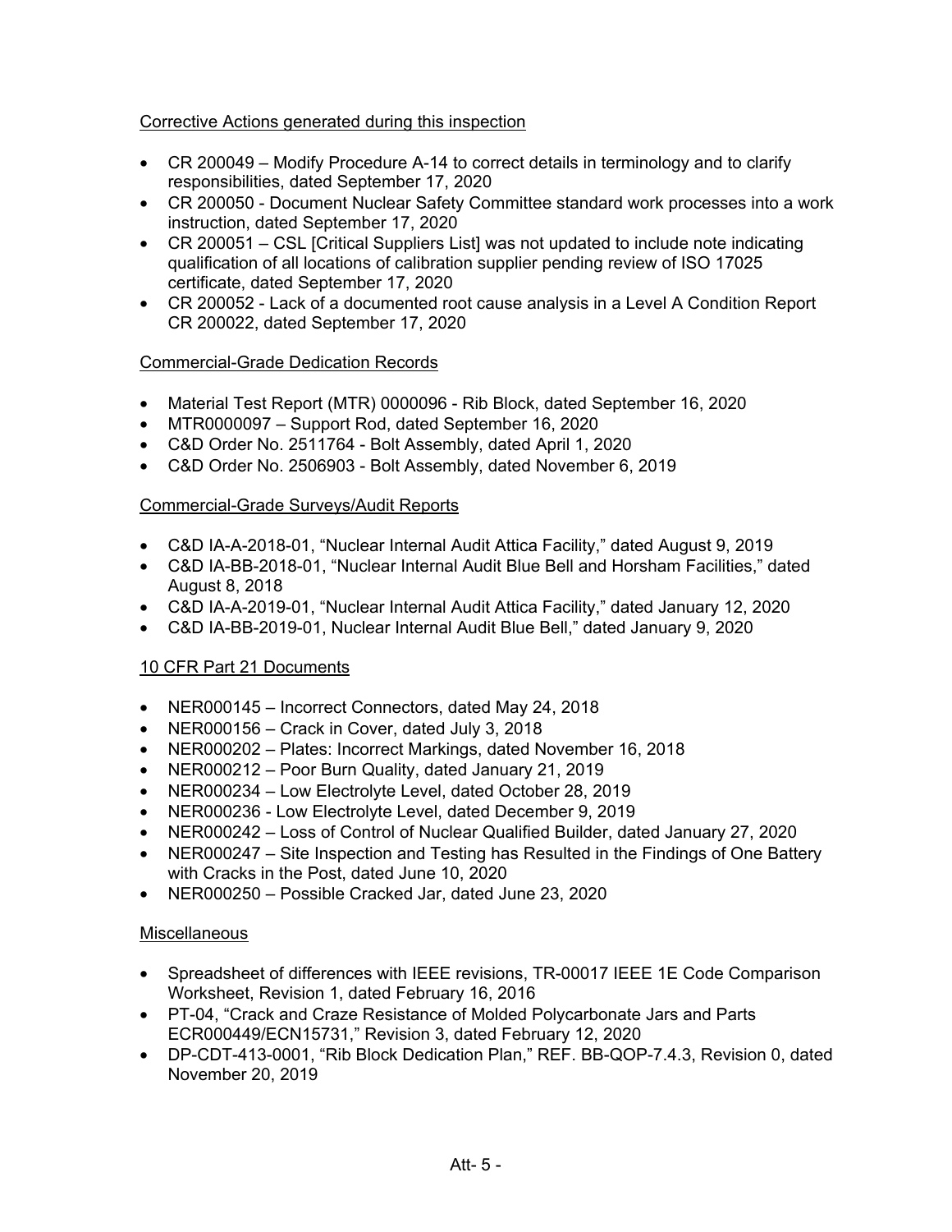Corrective Actions generated during this inspection

- CR 200049 – Modify Procedure A-14 to correct details in terminology and to clarify responsibilities, dated September 17, 2020
- CR 200050 - Document Nuclear Safety Committee standard work processes into a work instruction, dated September 17, 2020
- CR 200051 – CSL [Critical Suppliers List] was not updated to include note indicating qualification of all locations of calibration supplier pending review of ISO 17025 certificate, dated September 17, 2020
- CR 200052 - Lack of a documented root cause analysis in a Level A Condition Report CR 200022, dated September 17, 2020

Commercial-Grade Dedication Records

- Material Test Report (MTR) 0000096 - Rib Block, dated September 16, 2020
- MTR0000097 – Support Rod, dated September 16, 2020
- C&D Order No. 2511764 - Bolt Assembly, dated April 1, 2020
- C&D Order No. 2506903 - Bolt Assembly, dated November 6, 2019

Commercial-Grade Surveys/Audit Reports

- C&D IA-A-2018-01, "Nuclear Internal Audit Attica Facility," dated August 9, 2019
- C&D IA-BB-2018-01, "Nuclear Internal Audit Blue Bell and Horsham Facilities," dated August 8, 2018
- C&D IA-A-2019-01, "Nuclear Internal Audit Attica Facility," dated January 12, 2020
- C&D IA-BB-2019-01, Nuclear Internal Audit Blue Bell," dated January 9, 2020

10 CFR Part 21 Documents

- NER000145 – Incorrect Connectors, dated May 24, 2018
- NER000156 – Crack in Cover, dated July 3, 2018
- NER000202 – Plates: Incorrect Markings, dated November 16, 2018
- NER000212 – Poor Burn Quality, dated January 21, 2019
- NER000234 – Low Electrolyte Level, dated October 28, 2019
- NER000236 - Low Electrolyte Level, dated December 9, 2019
- NER000242 – Loss of Control of Nuclear Qualified Builder, dated January 27, 2020
- NER000247 – Site Inspection and Testing has Resulted in the Findings of One Battery with Cracks in the Post, dated June 10, 2020
- NER000250 – Possible Cracked Jar, dated June 23, 2020

Miscellaneous

- Spreadsheet of differences with IEEE revisions, TR-00017 IEEE 1E Code Comparison Worksheet, Revision 1, dated February 16, 2016
- PT-04, "Crack and Craze Resistance of Molded Polycarbonate Jars and Parts ECR000449/ECN15731," Revision 3, dated February 12, 2020
- DP-CDT-413-0001, "Rib Block Dedication Plan," REF. BB-QOP-7.4.3, Revision 0, dated November 20, 2019